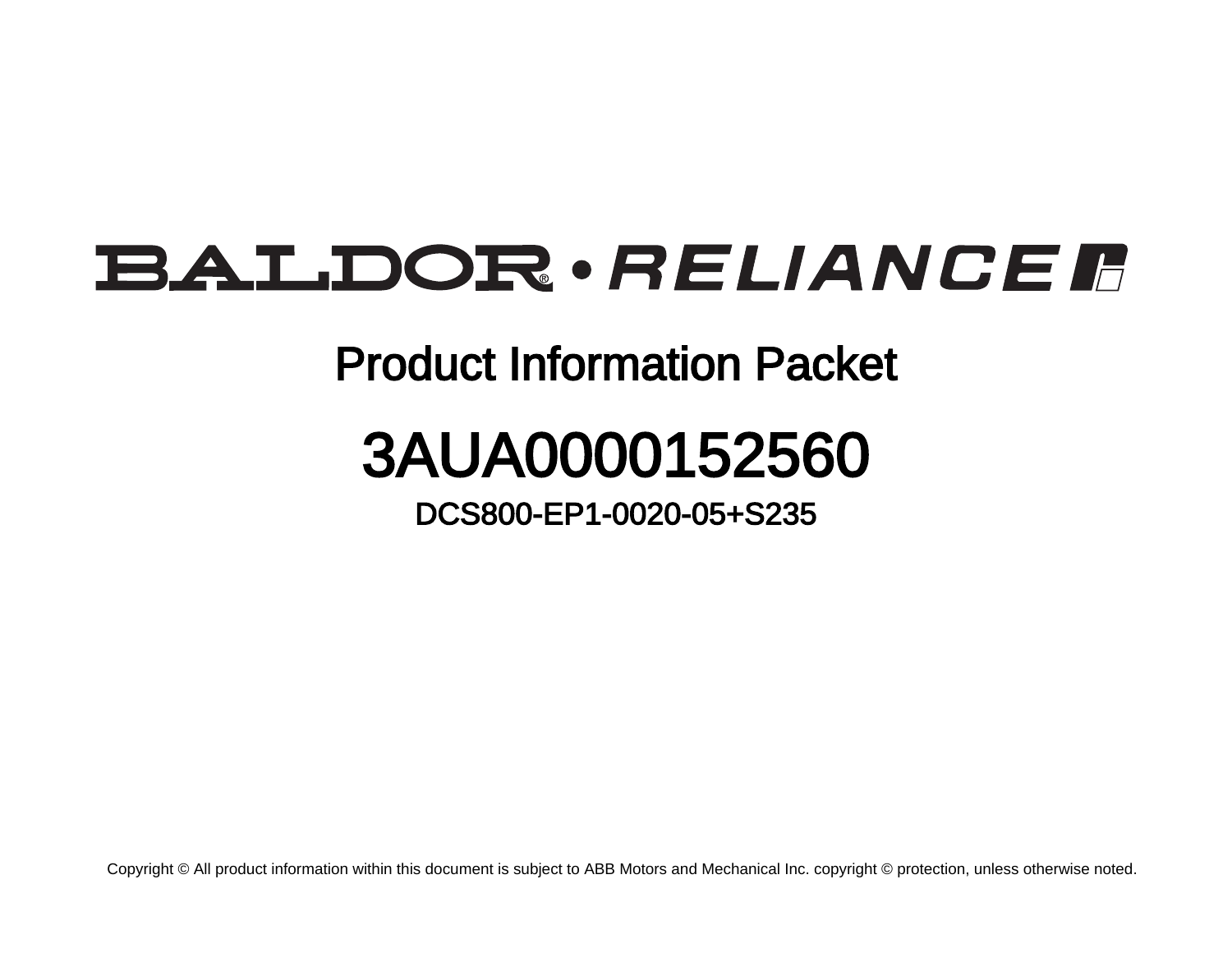BALDOR® • RELIANCE

# Product Information Packet

# 3AUA0000152560

## DCS800-EP1-0020-05+S235

Copyright © All product information within this document is subject to ABB Motors and Mechanical Inc. copyright © protection, unless otherwise noted.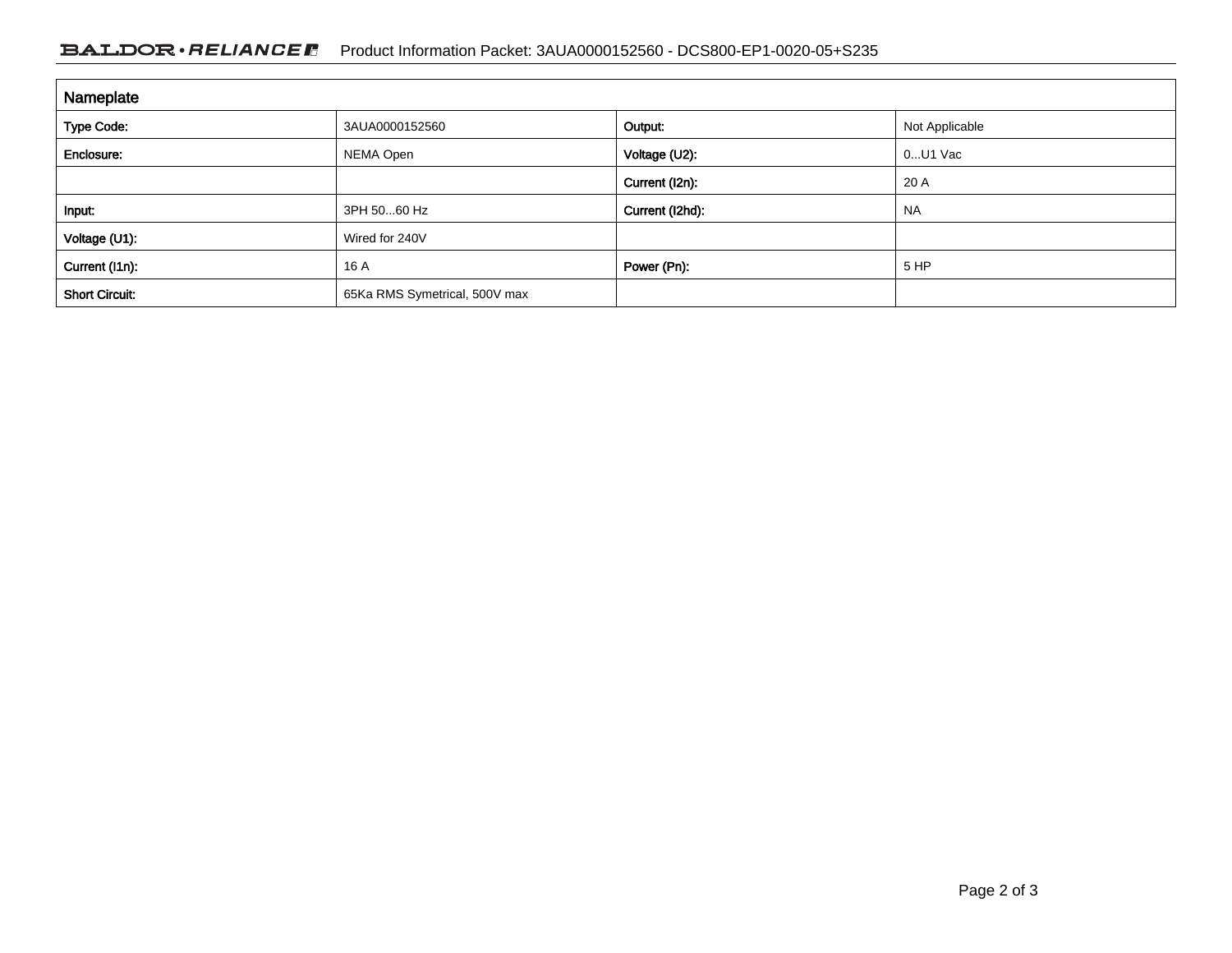| Nameplate | | | |
|---|---|---|---|
| Type Code: | 3AUA0000152560 | Output: | Not Applicable |
| Enclosure: | NEMA Open | Voltage (U2): | 0...U1 Vac |
| | | Current (I2n): | 20 A |
| Input: | 3PH 50...60 Hz | Current (I2hd): | NA |
| Voltage (U1): | Wired for 240V | | |
| Current (I1n): | 16 A | Power (Pn): | 5 HP |
| Short Circuit: | 65Ka RMS Symetrical, 500V max | | |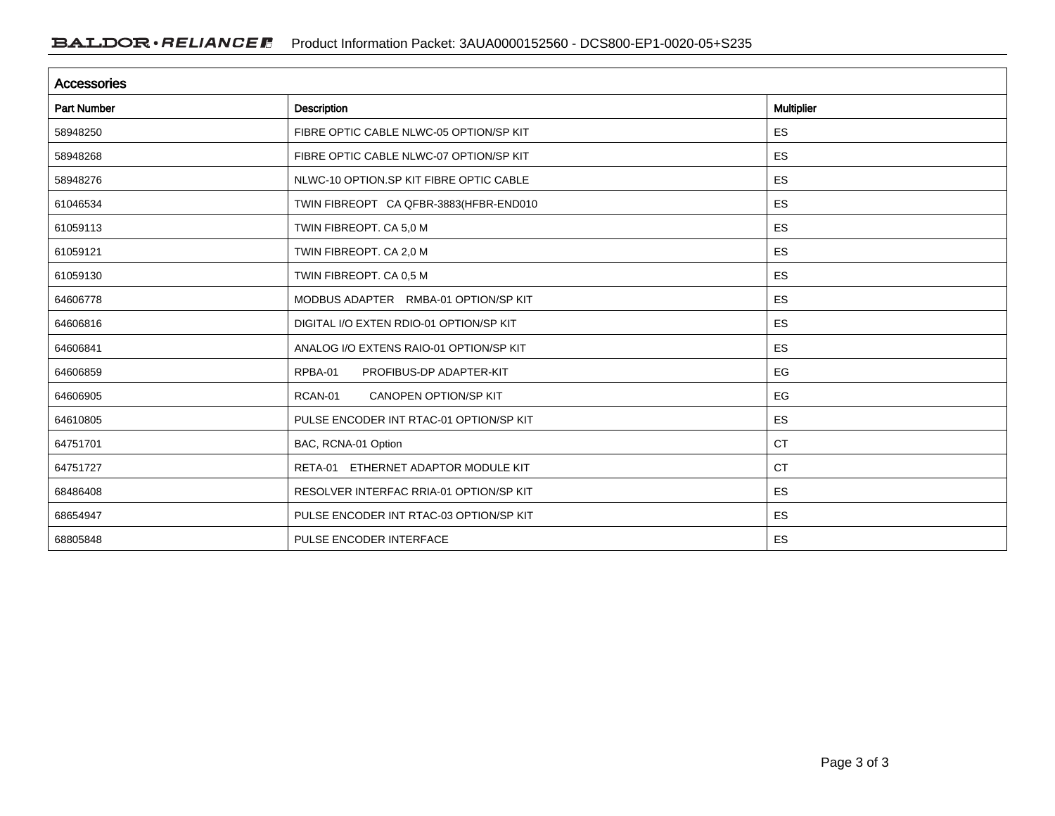## Accessories

| Part Number | Description | Multiplier |
|---|---|---|
| 58948250 | FIBRE OPTIC CABLE NLWC-05 OPTION/SP KIT | ES |
| 58948268 | FIBRE OPTIC CABLE NLWC-07 OPTION/SP KIT | ES |
| 58948276 | NLWC-10 OPTION.SP KIT FIBRE OPTIC CABLE | ES |
| 61046534 | TWIN FIBREOPT CA QFBR-3883(HFBR-END010 | ES |
| 61059113 | TWIN FIBREOPT. CA 5,0 M | ES |
| 61059121 | TWIN FIBREOPT. CA 2,0 M | ES |
| 61059130 | TWIN FIBREOPT. CA 0,5 M | ES |
| 64606778 | MODBUS ADAPTER RMBA-01 OPTION/SP KIT | ES |
| 64606816 | DIGITAL I/O EXTEN RDIO-01 OPTION/SP KIT | ES |
| 64606841 | ANALOG I/O EXTENS RAIO-01 OPTION/SP KIT | ES |
| 64606859 | RPBA-01 PROFIBUS-DP ADAPTER-KIT | EG |
| 64606905 | RCAN-01 CANOPEN OPTION/SP KIT | EG |
| 64610805 | PULSE ENCODER INT RTAC-01 OPTION/SP KIT | ES |
| 64751701 | BAC, RCNA-01 Option | CT |
| 64751727 | RETA-01 ETHERNET ADAPTOR MODULE KIT | CT |
| 68486408 | RESOLVER INTERFAC RRIA-01 OPTION/SP KIT | ES |
| 68654947 | PULSE ENCODER INT RTAC-03 OPTION/SP KIT | ES |
| 68805848 | PULSE ENCODER INTERFACE | ES |